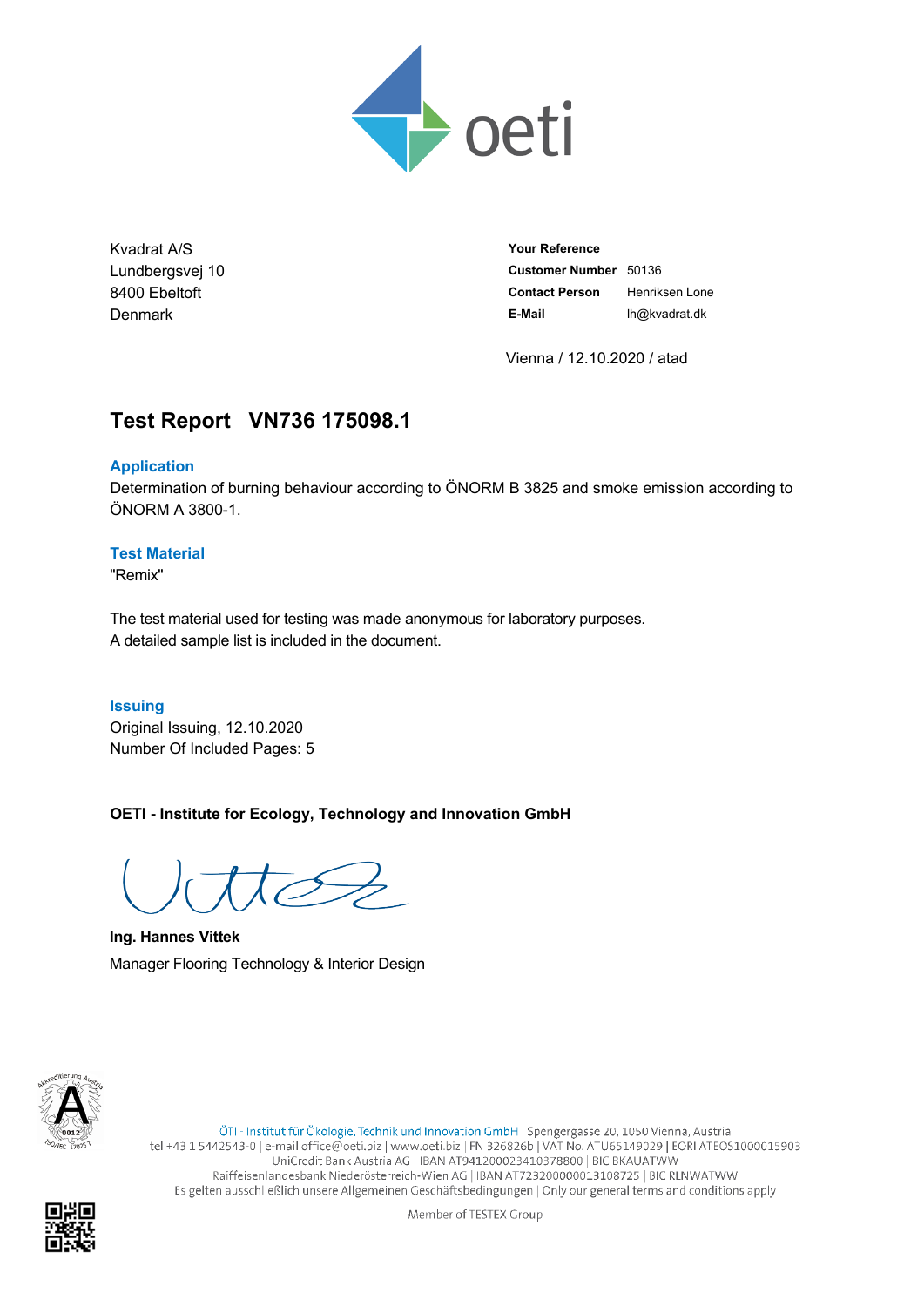Kvadrat A/S
Lundbergsvej 10
8400 Ebeltoft
Denmark

| | |
|---|---|
| **Your Reference** | |
| **Customer Number** | 50136 |
| **Contact Person** | Henriksen Lone |
| **E-Mail** | lh@kvadrat.dk |

Vienna / 12.10.2020 / atad

# Test Report VN736 175098.1

## Application

Determination of burning behaviour according to ÖNORM B 3825 and smoke emission according to ÖNORM A 3800-1.

## Test Material

"Remix"

The test material used for testing was made anonymous for laboratory purposes.
A detailed sample list is included in the document.

## Issuing

Original Issuing, 12.10.2020
Number Of Included Pages: 5

**OETI - Institute for Ecology, Technology and Innovation GmbH**

**Ing. Hannes Vittek**
Manager Flooring Technology & Interior Design

ÖTI - Institut für Ökologie, Technik und Innovation GmbH | Spengergasse 20, 1050 Vienna, Austria
tel +43 1 5442543-0 | e-mail office@oeti.biz | www.oeti.biz | FN 326826b | VAT No. ATU65149029 | EORI ATEOS1000015903
UniCredit Bank Austria AG | IBAN AT941200023410378800 | BIC BKAUATWW
Raiffeisenlandesbank Niederösterreich-Wien AG | IBAN AT723200000013108725 | BIC RLNWATWW
Es gelten ausschließlich unsere Allgemeinen Geschäftsbedingungen | Only our general terms and conditions apply

Member of TESTEX Group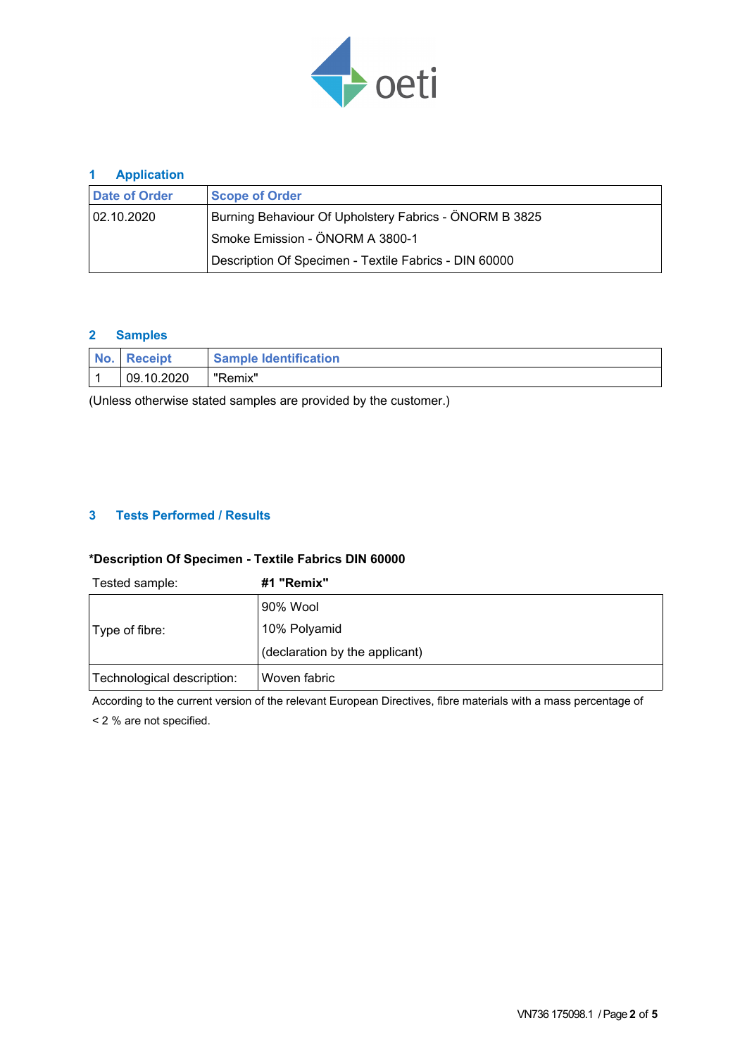## 1 Application

| Date of Order | Scope of Order |
|---|---|
| 02.10.2020 | Burning Behaviour Of Upholstery Fabrics - ÖNORM B 3825<br>Smoke Emission - ÖNORM A 3800-1<br>Description Of Specimen - Textile Fabrics - DIN 60000 |

## 2 Samples

| No. | Receipt | Sample Identification |
|---|---|---|
| 1 | 09.10.2020 | "Remix" |

(Unless otherwise stated samples are provided by the customer.)

## 3 Tests Performed / Results

**\*Description Of Specimen - Textile Fabrics DIN 60000**

| Tested sample: | **#1 "Remix"** |
|---|---|
| Type of fibre: | 90% Wool<br>10% Polyamid<br>(declaration by the applicant) |
| Technological description: | Woven fabric |

According to the current version of the relevant European Directives, fibre materials with a mass percentage of < 2 % are not specified.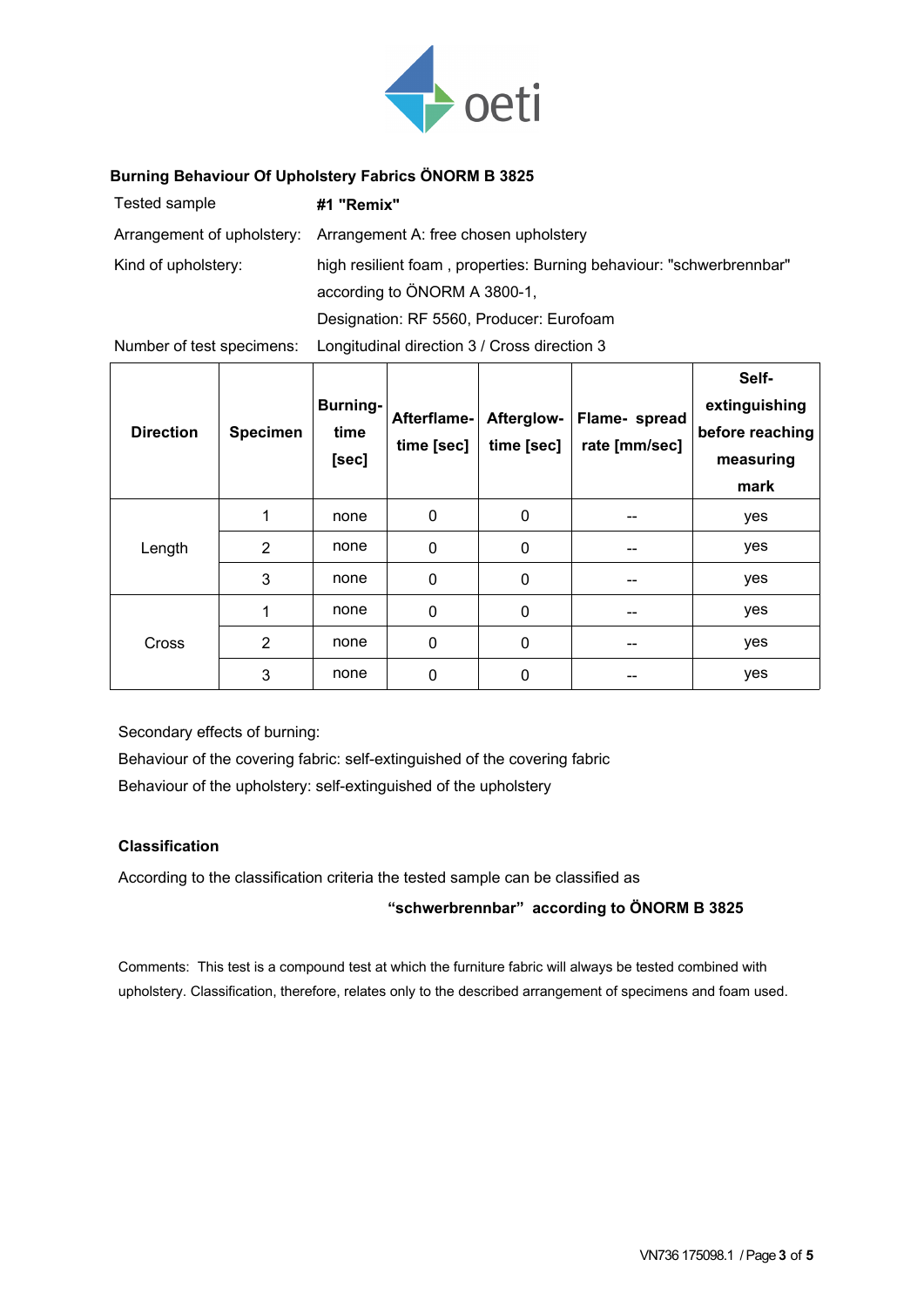## Burning Behaviour Of Upholstery Fabrics ÖNORM B 3825

| | |
|---|---|
| Tested sample | **#1 "Remix"** |
| Arrangement of upholstery: | Arrangement A: free chosen upholstery |
| Kind of upholstery: | high resilient foam , properties: Burning behaviour: "schwerbrennbar" according to ÖNORM A 3800-1, Designation: RF 5560, Producer: Eurofoam |
| Number of test specimens: | Longitudinal direction 3 / Cross direction 3 |

| Direction | Specimen | Burning-time [sec] | Afterflame-time [sec] | Afterglow-time [sec] | Flame- spread rate [mm/sec] | Self-extinguishing before reaching measuring mark |
|---|---|---|---|---|---|---|
| Length | 1 | none | 0 | 0 | -- | yes |
| | 2 | none | 0 | 0 | -- | yes |
| | 3 | none | 0 | 0 | -- | yes |
| Cross | 1 | none | 0 | 0 | -- | yes |
| | 2 | none | 0 | 0 | -- | yes |
| | 3 | none | 0 | 0 | -- | yes |

Secondary effects of burning:

Behaviour of the covering fabric: self-extinguished of the covering fabric

Behaviour of the upholstery: self-extinguished of the upholstery

### Classification

According to the classification criteria the tested sample can be classified as

**"schwerbrennbar" according to ÖNORM B 3825**

Comments: This test is a compound test at which the furniture fabric will always be tested combined with upholstery. Classification, therefore, relates only to the described arrangement of specimens and foam used.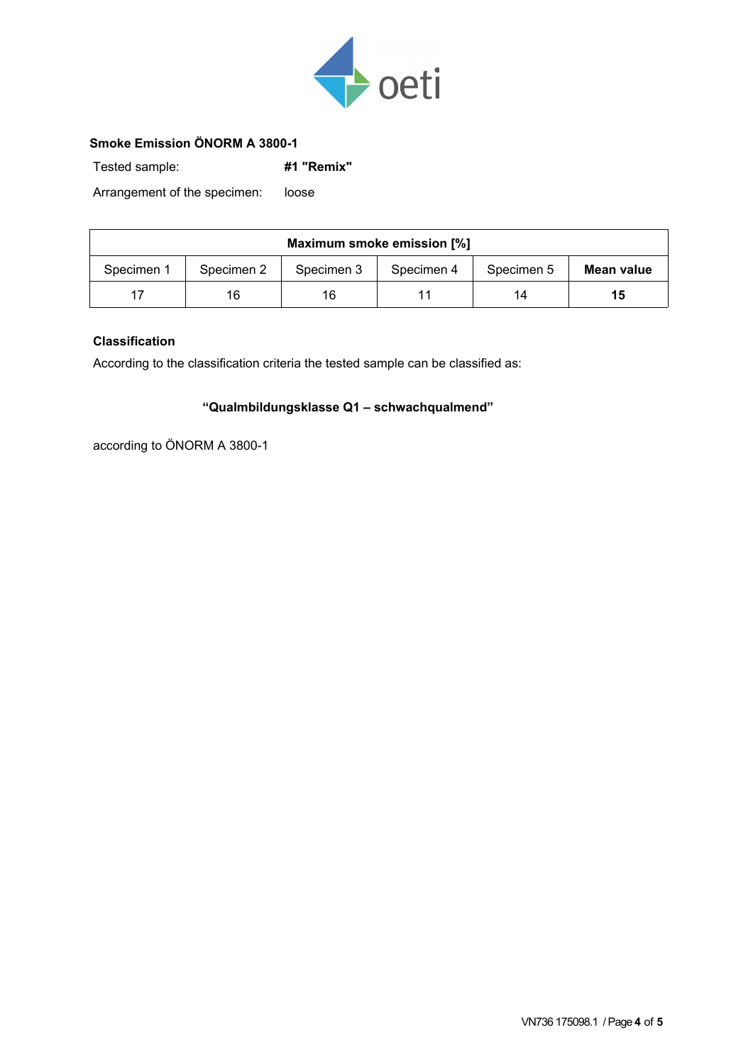## Smoke Emission ÖNORM A 3800-1

Tested sample: **#1 "Remix"**

Arrangement of the specimen: loose

| Maximum smoke emission [%] | | | | | |
|---|---|---|---|---|---|
| Specimen 1 | Specimen 2 | Specimen 3 | Specimen 4 | Specimen 5 | **Mean value** |
| 17 | 16 | 16 | 11 | 14 | **15** |

### Classification

According to the classification criteria the tested sample can be classified as:

**“Qualmbildungsklasse Q1 – schwachqualmend”**

according to ÖNORM A 3800-1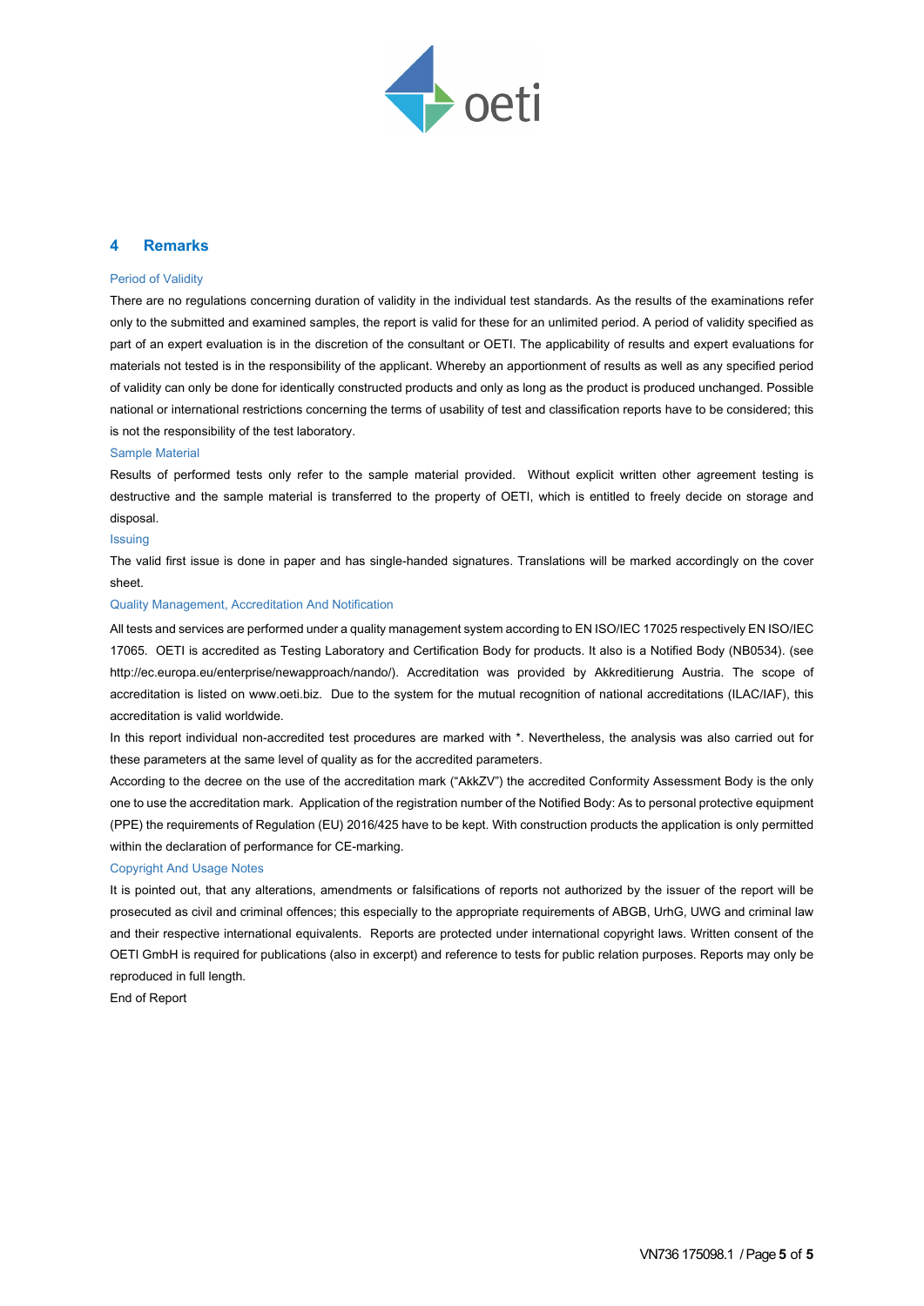## 4 Remarks

### Period of Validity

There are no regulations concerning duration of validity in the individual test standards. As the results of the examinations refer only to the submitted and examined samples, the report is valid for these for an unlimited period. A period of validity specified as part of an expert evaluation is in the discretion of the consultant or OETI. The applicability of results and expert evaluations for materials not tested is in the responsibility of the applicant. Whereby an apportionment of results as well as any specified period of validity can only be done for identically constructed products and only as long as the product is produced unchanged. Possible national or international restrictions concerning the terms of usability of test and classification reports have to be considered; this is not the responsibility of the test laboratory.

### Sample Material

Results of performed tests only refer to the sample material provided. Without explicit written other agreement testing is destructive and the sample material is transferred to the property of OETI, which is entitled to freely decide on storage and disposal.

### Issuing

The valid first issue is done in paper and has single-handed signatures. Translations will be marked accordingly on the cover sheet.

### Quality Management, Accreditation And Notification

All tests and services are performed under a quality management system according to EN ISO/IEC 17025 respectively EN ISO/IEC 17065. OETI is accredited as Testing Laboratory and Certification Body for products. It also is a Notified Body (NB0534). (see http://ec.europa.eu/enterprise/newapproach/nando/). Accreditation was provided by Akkreditierung Austria. The scope of accreditation is listed on www.oeti.biz. Due to the system for the mutual recognition of national accreditations (ILAC/IAF), this accreditation is valid worldwide.

In this report individual non-accredited test procedures are marked with *. Nevertheless, the analysis was also carried out for these parameters at the same level of quality as for the accredited parameters.

According to the decree on the use of the accreditation mark ("AkkZV") the accredited Conformity Assessment Body is the only one to use the accreditation mark. Application of the registration number of the Notified Body: As to personal protective equipment (PPE) the requirements of Regulation (EU) 2016/425 have to be kept. With construction products the application is only permitted within the declaration of performance for CE-marking.

### Copyright And Usage Notes

It is pointed out, that any alterations, amendments or falsifications of reports not authorized by the issuer of the report will be prosecuted as civil and criminal offences; this especially to the appropriate requirements of ABGB, UrhG, UWG and criminal law and their respective international equivalents. Reports are protected under international copyright laws. Written consent of the OETI GmbH is required for publications (also in excerpt) and reference to tests for public relation purposes. Reports may only be reproduced in full length.

End of Report